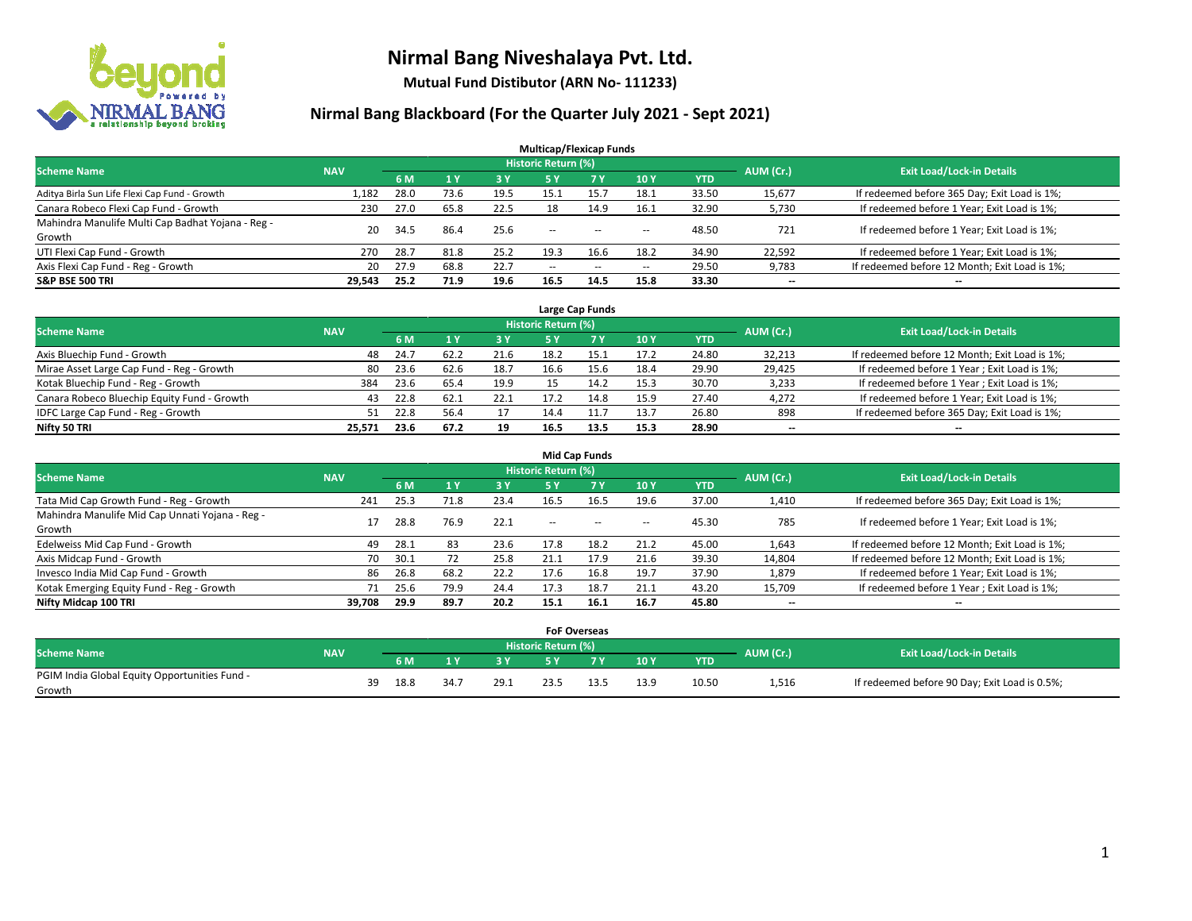# Nirmal Bang Niveshalaya Pvt. Ltd.

**Mutual Fund Distibutor (ARN No- 111233)**

## Nirmal Bang Blackboard (For the Quarter July 2021 - Sept 2021)

### Multicap/Flexicap Funds

| Scheme Name | NAV | Historic Return (%) | | | | | | | AUM (Cr.) | Exit Load/Lock-in Details |
|---|---|---|---|---|---|---|---|---|---|---|
| | | 6 M | 1 Y | 3 Y | 5 Y | 7 Y | 10 Y | YTD | | |
| Aditya Birla Sun Life Flexi Cap Fund - Growth | 1,182 | 28.0 | 73.6 | 19.5 | 15.1 | 15.7 | 18.1 | 33.50 | 15,677 | If redeemed before 365 Day; Exit Load is 1%; |
| Canara Robeco Flexi Cap Fund - Growth | 230 | 27.0 | 65.8 | 22.5 | 18 | 14.9 | 16.1 | 32.90 | 5,730 | If redeemed before 1 Year; Exit Load is 1%; |
| Mahindra Manulife Multi Cap Badhat Yojana - Reg - Growth | 20 | 34.5 | 86.4 | 25.6 | -- | -- | -- | 48.50 | 721 | If redeemed before 1 Year; Exit Load is 1%; |
| UTI Flexi Cap Fund - Growth | 270 | 28.7 | 81.8 | 25.2 | 19.3 | 16.6 | 18.2 | 34.90 | 22,592 | If redeemed before 1 Year; Exit Load is 1%; |
| Axis Flexi Cap Fund - Reg - Growth | 20 | 27.9 | 68.8 | 22.7 | -- | -- | -- | 29.50 | 9,783 | If redeemed before 12 Month; Exit Load is 1%; |
| **S&P BSE 500 TRI** | **29,543** | **25.2** | **71.9** | **19.6** | **16.5** | **14.5** | **15.8** | **33.30** | **--** | **--** |

### Large Cap Funds

| Scheme Name | NAV | Historic Return (%) | | | | | | | AUM (Cr.) | Exit Load/Lock-in Details |
|---|---|---|---|---|---|---|---|---|---|---|
| | | 6 M | 1 Y | 3 Y | 5 Y | 7 Y | 10 Y | YTD | | |
| Axis Bluechip Fund - Growth | 48 | 24.7 | 62.2 | 21.6 | 18.2 | 15.1 | 17.2 | 24.80 | 32,213 | If redeemed before 12 Month; Exit Load is 1%; |
| Mirae Asset Large Cap Fund - Reg - Growth | 80 | 23.6 | 62.6 | 18.7 | 16.6 | 15.6 | 18.4 | 29.90 | 29,425 | If redeemed before 1 Year ; Exit Load is 1%; |
| Kotak Bluechip Fund - Reg - Growth | 384 | 23.6 | 65.4 | 19.9 | 15 | 14.2 | 15.3 | 30.70 | 3,233 | If redeemed before 1 Year ; Exit Load is 1%; |
| Canara Robeco Bluechip Equity Fund - Growth | 43 | 22.8 | 62.1 | 22.1 | 17.2 | 14.8 | 15.9 | 27.40 | 4,272 | If redeemed before 1 Year; Exit Load is 1%; |
| IDFC Large Cap Fund - Reg - Growth | 51 | 22.8 | 56.4 | 17 | 14.4 | 11.7 | 13.7 | 26.80 | 898 | If redeemed before 365 Day; Exit Load is 1%; |
| **Nifty 50 TRI** | **25,571** | **23.6** | **67.2** | **19** | **16.5** | **13.5** | **15.3** | **28.90** | **--** | **--** |

### Mid Cap Funds

| Scheme Name | NAV | Historic Return (%) | | | | | | | AUM (Cr.) | Exit Load/Lock-in Details |
|---|---|---|---|---|---|---|---|---|---|---|
| | | 6 M | 1 Y | 3 Y | 5 Y | 7 Y | 10 Y | YTD | | |
| Tata Mid Cap Growth Fund - Reg - Growth | 241 | 25.3 | 71.8 | 23.4 | 16.5 | 16.5 | 19.6 | 37.00 | 1,410 | If redeemed before 365 Day; Exit Load is 1%; |
| Mahindra Manulife Mid Cap Unnati Yojana - Reg - Growth | 17 | 28.8 | 76.9 | 22.1 | -- | -- | -- | 45.30 | 785 | If redeemed before 1 Year; Exit Load is 1%; |
| Edelweiss Mid Cap Fund - Growth | 49 | 28.1 | 83 | 23.6 | 17.8 | 18.2 | 21.2 | 45.00 | 1,643 | If redeemed before 12 Month; Exit Load is 1%; |
| Axis Midcap Fund - Growth | 70 | 30.1 | 72 | 25.8 | 21.1 | 17.9 | 21.6 | 39.30 | 14,804 | If redeemed before 12 Month; Exit Load is 1%; |
| Invesco India Mid Cap Fund - Growth | 86 | 26.8 | 68.2 | 22.2 | 17.6 | 16.8 | 19.7 | 37.90 | 1,879 | If redeemed before 1 Year; Exit Load is 1%; |
| Kotak Emerging Equity Fund - Reg - Growth | 71 | 25.6 | 79.9 | 24.4 | 17.3 | 18.7 | 21.1 | 43.20 | 15,709 | If redeemed before 1 Year ; Exit Load is 1%; |
| **Nifty Midcap 100 TRI** | **39,708** | **29.9** | **89.7** | **20.2** | **15.1** | **16.1** | **16.7** | **45.80** | **--** | **--** |

### FoF Overseas

| Scheme Name | NAV | Historic Return (%) | | | | | | | AUM (Cr.) | Exit Load/Lock-in Details |
|---|---|---|---|---|---|---|---|---|---|---|
| | | 6 M | 1 Y | 3 Y | 5 Y | 7 Y | 10 Y | YTD | | |
| PGIM India Global Equity Opportunities Fund - Growth | 39 | 18.8 | 34.7 | 29.1 | 23.5 | 13.5 | 13.9 | 10.50 | 1,516 | If redeemed before 90 Day; Exit Load is 0.5%; |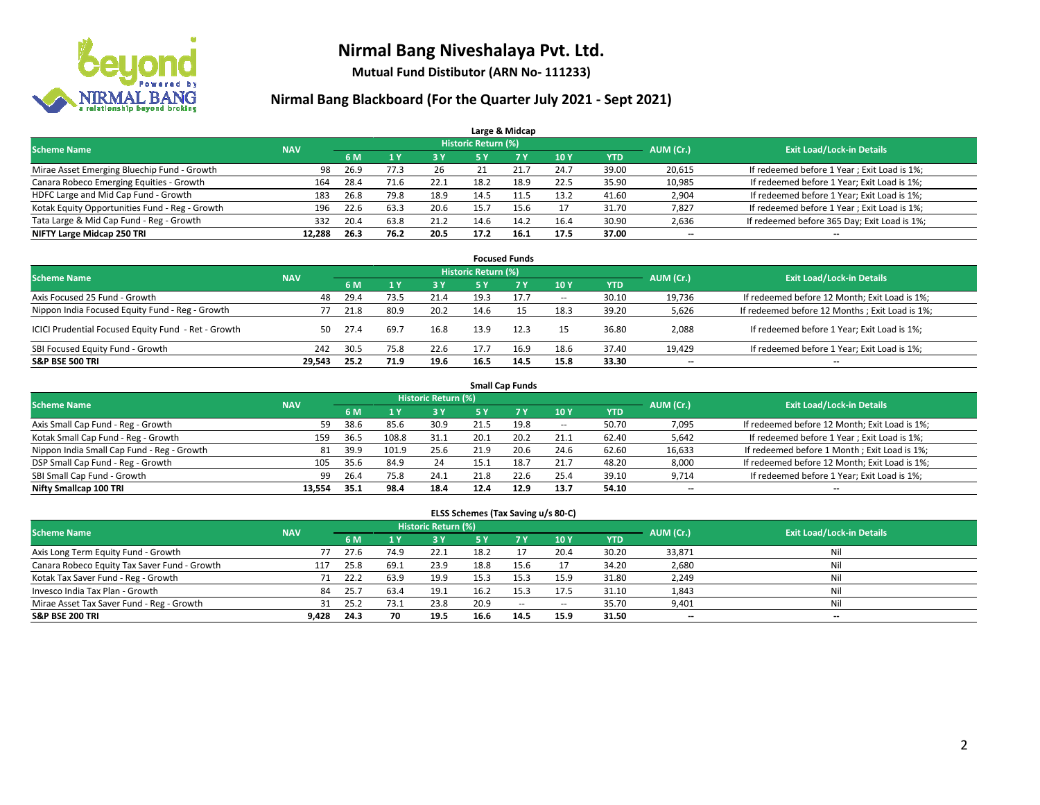# Nirmal Bang Niveshalaya Pvt. Ltd.

**Mutual Fund Distibutor (ARN No- 111233)**

## Nirmal Bang Blackboard (For the Quarter July 2021 - Sept 2021)

### Large & Midcap

| Scheme Name | NAV | Historic Return (%) | | | | | | | AUM (Cr.) | Exit Load/Lock-in Details |
|---|---|---|---|---|---|---|---|---|---|---|
| | | 6 M | 1 Y | 3 Y | 5 Y | 7 Y | 10 Y | YTD | | |
| Mirae Asset Emerging Bluechip Fund - Growth | 98 | 26.9 | 77.3 | 26 | 21 | 21.7 | 24.7 | 39.00 | 20,615 | If redeemed before 1 Year ; Exit Load is 1%; |
| Canara Robeco Emerging Equities - Growth | 164 | 28.4 | 71.6 | 22.1 | 18.2 | 18.9 | 22.5 | 35.90 | 10,985 | If redeemed before 1 Year; Exit Load is 1%; |
| HDFC Large and Mid Cap Fund - Growth | 183 | 26.8 | 79.8 | 18.9 | 14.5 | 11.5 | 13.2 | 41.60 | 2,904 | If redeemed before 1 Year; Exit Load is 1%; |
| Kotak Equity Opportunities Fund - Reg - Growth | 196 | 22.6 | 63.3 | 20.6 | 15.7 | 15.6 | 17 | 31.70 | 7,827 | If redeemed before 1 Year ; Exit Load is 1%; |
| Tata Large & Mid Cap Fund - Reg - Growth | 332 | 20.4 | 63.8 | 21.2 | 14.6 | 14.2 | 16.4 | 30.90 | 2,636 | If redeemed before 365 Day; Exit Load is 1%; |
| **NIFTY Large Midcap 250 TRI** | **12,288** | **26.3** | **76.2** | **20.5** | **17.2** | **16.1** | **17.5** | **37.00** | **--** | **--** |

### Focused Funds

| Scheme Name | NAV | Historic Return (%) | | | | | | | AUM (Cr.) | Exit Load/Lock-in Details |
|---|---|---|---|---|---|---|---|---|---|---|
| | | 6 M | 1 Y | 3 Y | 5 Y | 7 Y | 10 Y | YTD | | |
| Axis Focused 25 Fund - Growth | 48 | 29.4 | 73.5 | 21.4 | 19.3 | 17.7 | -- | 30.10 | 19,736 | If redeemed before 12 Month; Exit Load is 1%; |
| Nippon India Focused Equity Fund - Reg - Growth | 77 | 21.8 | 80.9 | 20.2 | 14.6 | 15 | 18.3 | 39.20 | 5,626 | If redeemed before 12 Months ; Exit Load is 1%; |
| ICICI Prudential Focused Equity Fund - Ret - Growth | 50 | 27.4 | 69.7 | 16.8 | 13.9 | 12.3 | 15 | 36.80 | 2,088 | If redeemed before 1 Year; Exit Load is 1%; |
| SBI Focused Equity Fund - Growth | 242 | 30.5 | 75.8 | 22.6 | 17.7 | 16.9 | 18.6 | 37.40 | 19,429 | If redeemed before 1 Year; Exit Load is 1%; |
| **S&P BSE 500 TRI** | **29,543** | **25.2** | **71.9** | **19.6** | **16.5** | **14.5** | **15.8** | **33.30** | **--** | **--** |

### Small Cap Funds

| Scheme Name | NAV | Historic Return (%) | | | | | | | AUM (Cr.) | Exit Load/Lock-in Details |
|---|---|---|---|---|---|---|---|---|---|---|
| | | 6 M | 1 Y | 3 Y | 5 Y | 7 Y | 10 Y | YTD | | |
| Axis Small Cap Fund - Reg - Growth | 59 | 38.6 | 85.6 | 30.9 | 21.5 | 19.8 | -- | 50.70 | 7,095 | If redeemed before 12 Month; Exit Load is 1%; |
| Kotak Small Cap Fund - Reg - Growth | 159 | 36.5 | 108.8 | 31.1 | 20.1 | 20.2 | 21.1 | 62.40 | 5,642 | If redeemed before 1 Year ; Exit Load is 1%; |
| Nippon India Small Cap Fund - Reg - Growth | 81 | 39.9 | 101.9 | 25.6 | 21.9 | 20.6 | 24.6 | 62.60 | 16,633 | If redeemed before 1 Month ; Exit Load is 1%; |
| DSP Small Cap Fund - Reg - Growth | 105 | 35.6 | 84.9 | 24 | 15.1 | 18.7 | 21.7 | 48.20 | 8,000 | If redeemed before 12 Month; Exit Load is 1%; |
| SBI Small Cap Fund - Growth | 99 | 26.4 | 75.8 | 24.1 | 21.8 | 22.6 | 25.4 | 39.10 | 9,714 | If redeemed before 1 Year; Exit Load is 1%; |
| **Nifty Smallcap 100 TRI** | **13,554** | **35.1** | **98.4** | **18.4** | **12.4** | **12.9** | **13.7** | **54.10** | **--** | **--** |

### ELSS Schemes (Tax Saving u/s 80-C)

| Scheme Name | NAV | Historic Return (%) | | | | | | | AUM (Cr.) | Exit Load/Lock-in Details |
|---|---|---|---|---|---|---|---|---|---|---|
| | | 6 M | 1 Y | 3 Y | 5 Y | 7 Y | 10 Y | YTD | | |
| Axis Long Term Equity Fund - Growth | 77 | 27.6 | 74.9 | 22.1 | 18.2 | 17 | 20.4 | 30.20 | 33,871 | Nil |
| Canara Robeco Equity Tax Saver Fund - Growth | 117 | 25.8 | 69.1 | 23.9 | 18.8 | 15.6 | 17 | 34.20 | 2,680 | Nil |
| Kotak Tax Saver Fund - Reg - Growth | 71 | 22.2 | 63.9 | 19.9 | 15.3 | 15.3 | 15.9 | 31.80 | 2,249 | Nil |
| Invesco India Tax Plan - Growth | 84 | 25.7 | 63.4 | 19.1 | 16.2 | 15.3 | 17.5 | 31.10 | 1,843 | Nil |
| Mirae Asset Tax Saver Fund - Reg - Growth | 31 | 25.2 | 73.1 | 23.8 | 20.9 | -- | -- | 35.70 | 9,401 | Nil |
| **S&P BSE 200 TRI** | **9,428** | **24.3** | **70** | **19.5** | **16.6** | **14.5** | **15.9** | **31.50** | **--** | **--** |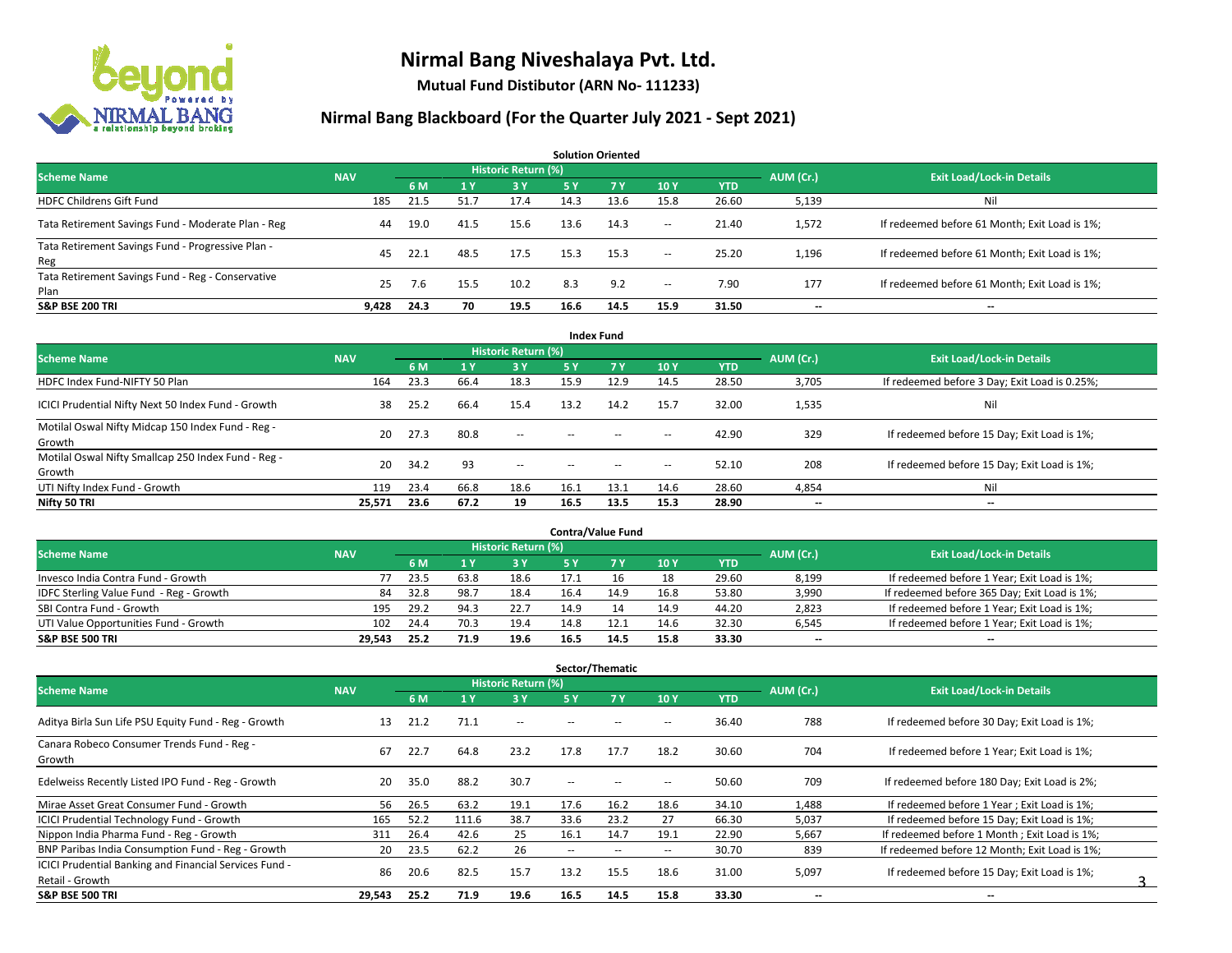# Nirmal Bang Niveshalaya Pvt. Ltd.

**Mutual Fund Distibutor (ARN No- 111233)**

## Nirmal Bang Blackboard (For the Quarter July 2021 - Sept 2021)

### Solution Oriented

| Scheme Name | NAV | Historic Return (%) | | | | | | | AUM (Cr.) | Exit Load/Lock-in Details |
|---|---|---|---|---|---|---|---|---|---|---|
| | | 6 M | 1 Y | 3 Y | 5 Y | 7 Y | 10 Y | YTD | | |
| HDFC Childrens Gift Fund | 185 | 21.5 | 51.7 | 17.4 | 14.3 | 13.6 | 15.8 | 26.60 | 5,139 | Nil |
| Tata Retirement Savings Fund - Moderate Plan - Reg | 44 | 19.0 | 41.5 | 15.6 | 13.6 | 14.3 | -- | 21.40 | 1,572 | If redeemed before 61 Month; Exit Load is 1%; |
| Tata Retirement Savings Fund - Progressive Plan - Reg | 45 | 22.1 | 48.5 | 17.5 | 15.3 | 15.3 | -- | 25.20 | 1,196 | If redeemed before 61 Month; Exit Load is 1%; |
| Tata Retirement Savings Fund - Reg - Conservative Plan | 25 | 7.6 | 15.5 | 10.2 | 8.3 | 9.2 | -- | 7.90 | 177 | If redeemed before 61 Month; Exit Load is 1%; |
| **S&P BSE 200 TRI** | **9,428** | **24.3** | **70** | **19.5** | **16.6** | **14.5** | **15.9** | **31.50** | **--** | **--** |

### Index Fund

| Scheme Name | NAV | Historic Return (%) | | | | | | | AUM (Cr.) | Exit Load/Lock-in Details |
|---|---|---|---|---|---|---|---|---|---|---|
| | | 6 M | 1 Y | 3 Y | 5 Y | 7 Y | 10 Y | YTD | | |
| HDFC Index Fund-NIFTY 50 Plan | 164 | 23.3 | 66.4 | 18.3 | 15.9 | 12.9 | 14.5 | 28.50 | 3,705 | If redeemed before 3 Day; Exit Load is 0.25%; |
| ICICI Prudential Nifty Next 50 Index Fund - Growth | 38 | 25.2 | 66.4 | 15.4 | 13.2 | 14.2 | 15.7 | 32.00 | 1,535 | Nil |
| Motilal Oswal Nifty Midcap 150 Index Fund - Reg - Growth | 20 | 27.3 | 80.8 | -- | -- | -- | -- | 42.90 | 329 | If redeemed before 15 Day; Exit Load is 1%; |
| Motilal Oswal Nifty Smallcap 250 Index Fund - Reg - Growth | 20 | 34.2 | 93 | -- | -- | -- | -- | 52.10 | 208 | If redeemed before 15 Day; Exit Load is 1%; |
| UTI Nifty Index Fund - Growth | 119 | 23.4 | 66.8 | 18.6 | 16.1 | 13.1 | 14.6 | 28.60 | 4,854 | Nil |
| **Nifty 50 TRI** | **25,571** | **23.6** | **67.2** | **19** | **16.5** | **13.5** | **15.3** | **28.90** | **--** | **--** |

### Contra/Value Fund

| Scheme Name | NAV | Historic Return (%) | | | | | | | AUM (Cr.) | Exit Load/Lock-in Details |
|---|---|---|---|---|---|---|---|---|---|---|
| | | 6 M | 1 Y | 3 Y | 5 Y | 7 Y | 10 Y | YTD | | |
| Invesco India Contra Fund - Growth | 77 | 23.5 | 63.8 | 18.6 | 17.1 | 16 | 18 | 29.60 | 8,199 | If redeemed before 1 Year; Exit Load is 1%; |
| IDFC Sterling Value Fund - Reg - Growth | 84 | 32.8 | 98.7 | 18.4 | 16.4 | 14.9 | 16.8 | 53.80 | 3,990 | If redeemed before 365 Day; Exit Load is 1%; |
| SBI Contra Fund - Growth | 195 | 29.2 | 94.3 | 22.7 | 14.9 | 14 | 14.9 | 44.20 | 2,823 | If redeemed before 1 Year; Exit Load is 1%; |
| UTI Value Opportunities Fund - Growth | 102 | 24.4 | 70.3 | 19.4 | 14.8 | 12.1 | 14.6 | 32.30 | 6,545 | If redeemed before 1 Year; Exit Load is 1%; |
| **S&P BSE 500 TRI** | **29,543** | **25.2** | **71.9** | **19.6** | **16.5** | **14.5** | **15.8** | **33.30** | **--** | **--** |

### Sector/Thematic

| Scheme Name | NAV | Historic Return (%) | | | | | | | AUM (Cr.) | Exit Load/Lock-in Details |
|---|---|---|---|---|---|---|---|---|---|---|
| | | 6 M | 1 Y | 3 Y | 5 Y | 7 Y | 10 Y | YTD | | |
| Aditya Birla Sun Life PSU Equity Fund - Reg - Growth | 13 | 21.2 | 71.1 | -- | -- | -- | -- | 36.40 | 788 | If redeemed before 30 Day; Exit Load is 1%; |
| Canara Robeco Consumer Trends Fund - Reg - Growth | 67 | 22.7 | 64.8 | 23.2 | 17.8 | 17.7 | 18.2 | 30.60 | 704 | If redeemed before 1 Year; Exit Load is 1%; |
| Edelweiss Recently Listed IPO Fund - Reg - Growth | 20 | 35.0 | 88.2 | 30.7 | -- | -- | -- | 50.60 | 709 | If redeemed before 180 Day; Exit Load is 2%; |
| Mirae Asset Great Consumer Fund - Growth | 56 | 26.5 | 63.2 | 19.1 | 17.6 | 16.2 | 18.6 | 34.10 | 1,488 | If redeemed before 1 Year ; Exit Load is 1%; |
| ICICI Prudential Technology Fund - Growth | 165 | 52.2 | 111.6 | 38.7 | 33.6 | 23.2 | 27 | 66.30 | 5,037 | If redeemed before 15 Day; Exit Load is 1%; |
| Nippon India Pharma Fund - Reg - Growth | 311 | 26.4 | 42.6 | 25 | 16.1 | 14.7 | 19.1 | 22.90 | 5,667 | If redeemed before 1 Month ; Exit Load is 1%; |
| BNP Paribas India Consumption Fund - Reg - Growth | 20 | 23.5 | 62.2 | 26 | -- | -- | -- | 30.70 | 839 | If redeemed before 12 Month; Exit Load is 1%; |
| ICICI Prudential Banking and Financial Services Fund - Retail - Growth | 86 | 20.6 | 82.5 | 15.7 | 13.2 | 15.5 | 18.6 | 31.00 | 5,097 | If redeemed before 15 Day; Exit Load is 1%; |
| **S&P BSE 500 TRI** | **29,543** | **25.2** | **71.9** | **19.6** | **16.5** | **14.5** | **15.8** | **33.30** | **--** | **--** |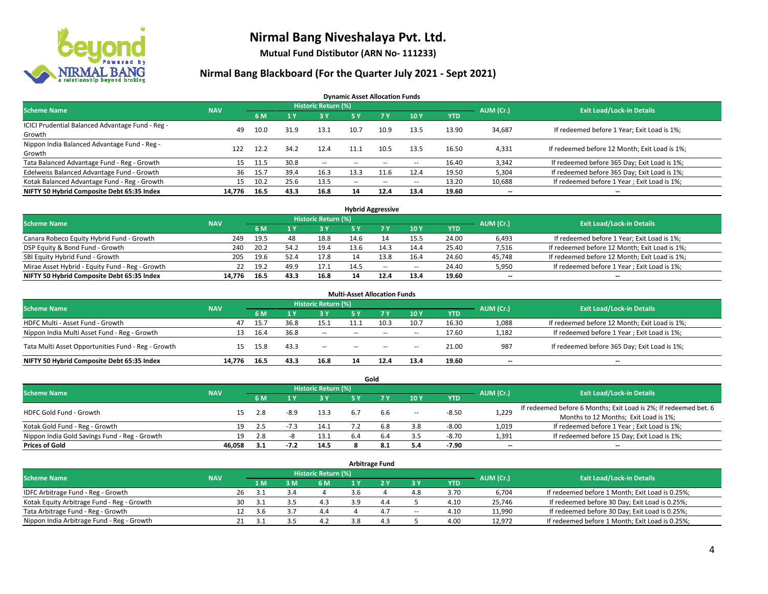# Nirmal Bang Niveshalaya Pvt. Ltd.

**Mutual Fund Distibutor (ARN No- 111233)**

## Nirmal Bang Blackboard (For the Quarter July 2021 - Sept 2021)

### Dynamic Asset Allocation Funds

| Scheme Name | NAV | Historic Return (%) | | | | | | | AUM (Cr.) | Exit Load/Lock-in Details |
|---|---|---|---|---|---|---|---|---|---|---|
| | | 6 M | 1 Y | 3 Y | 5 Y | 7 Y | 10 Y | YTD | | |
| ICICI Prudential Balanced Advantage Fund - Reg - Growth | 49 | 10.0 | 31.9 | 13.1 | 10.7 | 10.9 | 13.5 | 13.90 | 34,687 | If redeemed before 1 Year; Exit Load is 1%; |
| Nippon India Balanced Advantage Fund - Reg - Growth | 122 | 12.2 | 34.2 | 12.4 | 11.1 | 10.5 | 13.5 | 16.50 | 4,331 | If redeemed before 12 Month; Exit Load is 1%; |
| Tata Balanced Advantage Fund - Reg - Growth | 15 | 11.5 | 30.8 | -- | -- | -- | -- | 16.40 | 3,342 | If redeemed before 365 Day; Exit Load is 1%; |
| Edelweiss Balanced Advantage Fund - Growth | 36 | 15.7 | 39.4 | 16.3 | 13.3 | 11.6 | 12.4 | 19.50 | 5,304 | If redeemed before 365 Day; Exit Load is 1%; |
| Kotak Balanced Advantage Fund - Reg - Growth | 15 | 10.2 | 25.6 | 13.5 | -- | -- | -- | 13.20 | 10,688 | If redeemed before 1 Year ; Exit Load is 1%; |
| **NIFTY 50 Hybrid Composite Debt 65:35 Index** | **14,776** | **16.5** | **43.3** | **16.8** | **14** | **12.4** | **13.4** | **19.60** | **--** | **--** |

### Hybrid Aggressive

| Scheme Name | NAV | Historic Return (%) | | | | | | | AUM (Cr.) | Exit Load/Lock-in Details |
|---|---|---|---|---|---|---|---|---|---|---|
| | | 6 M | 1 Y | 3 Y | 5 Y | 7 Y | 10 Y | YTD | | |
| Canara Robeco Equity Hybrid Fund - Growth | 249 | 19.5 | 48 | 18.8 | 14.6 | 14 | 15.5 | 24.00 | 6,493 | If redeemed before 1 Year; Exit Load is 1%; |
| DSP Equity & Bond Fund - Growth | 240 | 20.2 | 54.2 | 19.4 | 13.6 | 14.3 | 14.4 | 25.40 | 7,516 | If redeemed before 12 Month; Exit Load is 1%; |
| SBI Equity Hybrid Fund - Growth | 205 | 19.6 | 52.4 | 17.8 | 14 | 13.8 | 16.4 | 24.60 | 45,748 | If redeemed before 12 Month; Exit Load is 1%; |
| Mirae Asset Hybrid - Equity Fund - Reg - Growth | 22 | 19.2 | 49.9 | 17.1 | 14.5 | -- | -- | 24.40 | 5,950 | If redeemed before 1 Year ; Exit Load is 1%; |
| **NIFTY 50 Hybrid Composite Debt 65:35 Index** | **14,776** | **16.5** | **43.3** | **16.8** | **14** | **12.4** | **13.4** | **19.60** | **--** | **--** |

### Multi-Asset Allocation Funds

| Scheme Name | NAV | Historic Return (%) | | | | | | | AUM (Cr.) | Exit Load/Lock-in Details |
|---|---|---|---|---|---|---|---|---|---|---|
| | | 6 M | 1 Y | 3 Y | 5 Y | 7 Y | 10 Y | YTD | | |
| HDFC Multi - Asset Fund - Growth | 47 | 15.7 | 36.8 | 15.1 | 11.1 | 10.3 | 10.7 | 16.30 | 1,088 | If redeemed before 12 Month; Exit Load is 1%; |
| Nippon India Multi Asset Fund - Reg - Growth | 13 | 16.4 | 36.8 | -- | -- | -- | -- | 17.60 | 1,182 | If redeemed before 1 Year ; Exit Load is 1%; |
| Tata Multi Asset Opportunities Fund - Reg - Growth | 15 | 15.8 | 43.3 | -- | -- | -- | -- | 21.00 | 987 | If redeemed before 365 Day; Exit Load is 1%; |
| **NIFTY 50 Hybrid Composite Debt 65:35 Index** | **14,776** | **16.5** | **43.3** | **16.8** | **14** | **12.4** | **13.4** | **19.60** | **--** | **--** |

### Gold

| Scheme Name | NAV | Historic Return (%) | | | | | | | AUM (Cr.) | Exit Load/Lock-in Details |
|---|---|---|---|---|---|---|---|---|---|---|
| | | 6 M | 1 Y | 3 Y | 5 Y | 7 Y | 10 Y | YTD | | |
| HDFC Gold Fund - Growth | 15 | 2.8 | -8.9 | 13.3 | 6.7 | 6.6 | -- | -8.50 | 1,229 | If redeemed before 6 Months; Exit Load is 2%; If redeemed bet. 6 Months to 12 Months; Exit Load is 1%; |
| Kotak Gold Fund - Reg - Growth | 19 | 2.5 | -7.3 | 14.1 | 7.2 | 6.8 | 3.8 | -8.00 | 1,019 | If redeemed before 1 Year ; Exit Load is 1%; |
| Nippon India Gold Savings Fund - Reg - Growth | 19 | 2.8 | -8 | 13.1 | 6.4 | 6.4 | 3.5 | -8.70 | 1,391 | If redeemed before 15 Day; Exit Load is 1%; |
| **Prices of Gold** | **46,058** | **3.1** | **-7.2** | **14.5** | **8** | **8.1** | **5.4** | **-7.90** | **--** | **--** |

### Arbitrage Fund

| Scheme Name | NAV | Historic Return (%) | | | | | | | AUM (Cr.) | Exit Load/Lock-in Details |
|---|---|---|---|---|---|---|---|---|---|---|
| | | 1 M | 3 M | 6 M | 1 Y | 2 Y | 3 Y | YTD | | |
| IDFC Arbitrage Fund - Reg - Growth | 26 | 3.1 | 3.4 | 4 | 3.6 | 4 | 4.8 | 3.70 | 6,704 | If redeemed before 1 Month; Exit Load is 0.25%; |
| Kotak Equity Arbitrage Fund - Reg - Growth | 30 | 3.1 | 3.5 | 4.3 | 3.9 | 4.4 | 5 | 4.10 | 25,746 | If redeemed before 30 Day; Exit Load is 0.25%; |
| Tata Arbitrage Fund - Reg - Growth | 12 | 3.6 | 3.7 | 4.4 | 4 | 4.7 | -- | 4.10 | 11,990 | If redeemed before 30 Day; Exit Load is 0.25%; |
| Nippon India Arbitrage Fund - Reg - Growth | 21 | 3.1 | 3.5 | 4.2 | 3.8 | 4.3 | 5 | 4.00 | 12,972 | If redeemed before 1 Month; Exit Load is 0.25%; |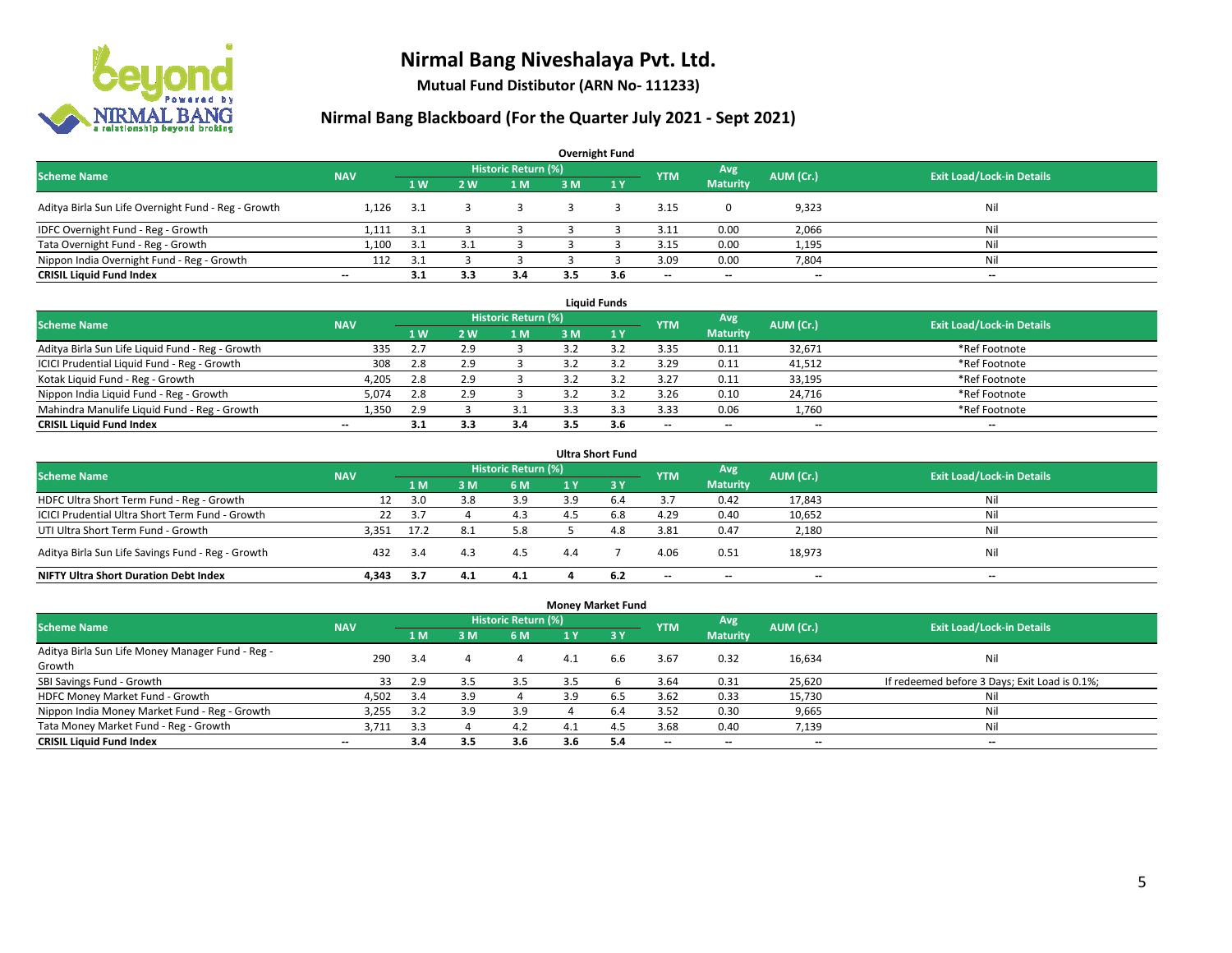# Nirmal Bang Niveshalaya Pvt. Ltd.

**Mutual Fund Distibutor (ARN No- 111233)**

## Nirmal Bang Blackboard (For the Quarter July 2021 - Sept 2021)

### Overnight Fund

| Scheme Name | NAV | Historic Return (%) | | | | | YTM | Avg Maturity | AUM (Cr.) | Exit Load/Lock-in Details |
|---|---|---|---|---|---|---|---|---|---|---|
| | | 1 W | 2 W | 1 M | 3 M | 1 Y | | | | |
| Aditya Birla Sun Life Overnight Fund - Reg - Growth | 1,126 | 3.1 | 3 | 3 | 3 | 3 | 3.15 | 0 | 9,323 | Nil |
| IDFC Overnight Fund - Reg - Growth | 1,111 | 3.1 | 3 | 3 | 3 | 3 | 3.11 | 0.00 | 2,066 | Nil |
| Tata Overnight Fund - Reg - Growth | 1,100 | 3.1 | 3.1 | 3 | 3 | 3 | 3.15 | 0.00 | 1,195 | Nil |
| Nippon India Overnight Fund - Reg - Growth | 112 | 3.1 | 3 | 3 | 3 | 3 | 3.09 | 0.00 | 7,804 | Nil |
| **CRISIL Liquid Fund Index** | -- | **3.1** | **3.3** | **3.4** | **3.5** | **3.6** | -- | -- | -- | -- |

### Liquid Funds

| Scheme Name | NAV | Historic Return (%) | | | | | YTM | Avg Maturity | AUM (Cr.) | Exit Load/Lock-in Details |
|---|---|---|---|---|---|---|---|---|---|---|
| | | 1 W | 2 W | 1 M | 3 M | 1 Y | | | | |
| Aditya Birla Sun Life Liquid Fund - Reg - Growth | 335 | 2.7 | 2.9 | 3 | 3.2 | 3.2 | 3.35 | 0.11 | 32,671 | *Ref Footnote |
| ICICI Prudential Liquid Fund - Reg - Growth | 308 | 2.8 | 2.9 | 3 | 3.2 | 3.2 | 3.29 | 0.11 | 41,512 | *Ref Footnote |
| Kotak Liquid Fund - Reg - Growth | 4,205 | 2.8 | 2.9 | 3 | 3.2 | 3.2 | 3.27 | 0.11 | 33,195 | *Ref Footnote |
| Nippon India Liquid Fund - Reg - Growth | 5,074 | 2.8 | 2.9 | 3 | 3.2 | 3.2 | 3.26 | 0.10 | 24,716 | *Ref Footnote |
| Mahindra Manulife Liquid Fund - Reg - Growth | 1,350 | 2.9 | 3 | 3.1 | 3.3 | 3.3 | 3.33 | 0.06 | 1,760 | *Ref Footnote |
| **CRISIL Liquid Fund Index** | -- | **3.1** | **3.3** | **3.4** | **3.5** | **3.6** | -- | -- | -- | -- |

### Ultra Short Fund

| Scheme Name | NAV | Historic Return (%) | | | | | YTM | Avg Maturity | AUM (Cr.) | Exit Load/Lock-in Details |
|---|---|---|---|---|---|---|---|---|---|---|
| | | 1 M | 3 M | 6 M | 1 Y | 3 Y | | | | |
| HDFC Ultra Short Term Fund - Reg - Growth | 12 | 3.0 | 3.8 | 3.9 | 3.9 | 6.4 | 3.7 | 0.42 | 17,843 | Nil |
| ICICI Prudential Ultra Short Term Fund - Growth | 22 | 3.7 | 4 | 4.3 | 4.5 | 6.8 | 4.29 | 0.40 | 10,652 | Nil |
| UTI Ultra Short Term Fund - Growth | 3,351 | 17.2 | 8.1 | 5.8 | 5 | 4.8 | 3.81 | 0.47 | 2,180 | Nil |
| Aditya Birla Sun Life Savings Fund - Reg - Growth | 432 | 3.4 | 4.3 | 4.5 | 4.4 | 7 | 4.06 | 0.51 | 18,973 | Nil |
| **NIFTY Ultra Short Duration Debt Index** | **4,343** | **3.7** | **4.1** | **4.1** | **4** | **6.2** | -- | -- | -- | -- |

### Money Market Fund

| Scheme Name | NAV | Historic Return (%) | | | | | YTM | Avg Maturity | AUM (Cr.) | Exit Load/Lock-in Details |
|---|---|---|---|---|---|---|---|---|---|---|
| | | 1 M | 3 M | 6 M | 1 Y | 3 Y | | | | |
| Aditya Birla Sun Life Money Manager Fund - Reg - Growth | 290 | 3.4 | 4 | 4 | 4.1 | 6.6 | 3.67 | 0.32 | 16,634 | Nil |
| SBI Savings Fund - Growth | 33 | 2.9 | 3.5 | 3.5 | 3.5 | 6 | 3.64 | 0.31 | 25,620 | If redeemed before 3 Days; Exit Load is 0.1%; |
| HDFC Money Market Fund - Growth | 4,502 | 3.4 | 3.9 | 4 | 3.9 | 6.5 | 3.62 | 0.33 | 15,730 | Nil |
| Nippon India Money Market Fund - Reg - Growth | 3,255 | 3.2 | 3.9 | 3.9 | 4 | 6.4 | 3.52 | 0.30 | 9,665 | Nil |
| Tata Money Market Fund - Reg - Growth | 3,711 | 3.3 | 4 | 4.2 | 4.1 | 4.5 | 3.68 | 0.40 | 7,139 | Nil |
| **CRISIL Liquid Fund Index** | -- | **3.4** | **3.5** | **3.6** | **3.6** | **5.4** | -- | -- | -- | -- |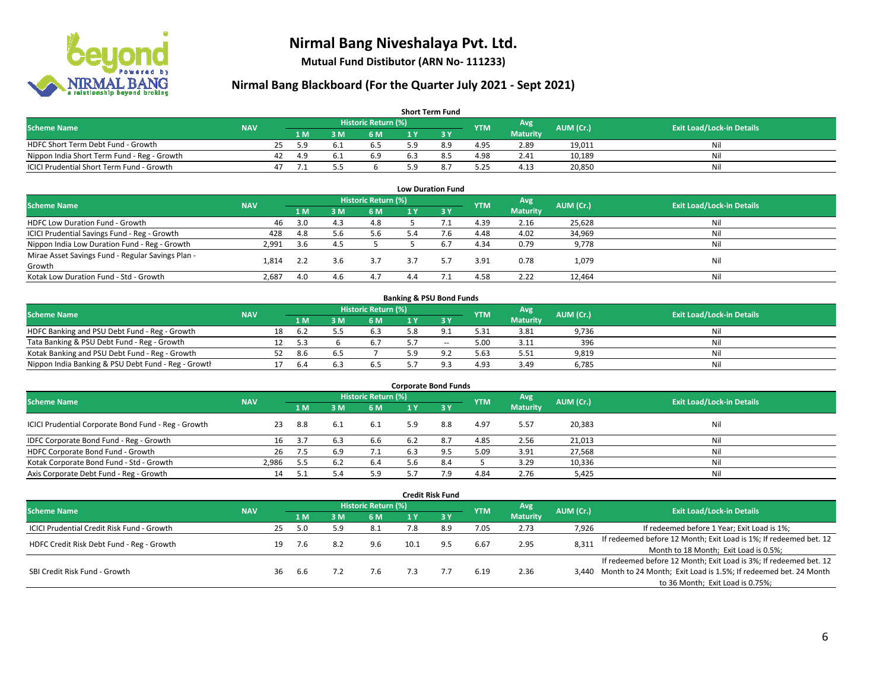# Nirmal Bang Niveshalaya Pvt. Ltd.

**Mutual Fund Distibutor (ARN No- 111233)**

## Nirmal Bang Blackboard (For the Quarter July 2021 - Sept 2021)

### Short Term Fund

| Scheme Name | NAV | Historic Return (%) | | | | | YTM | Avg Maturity | AUM (Cr.) | Exit Load/Lock-in Details |
|---|---|---|---|---|---|---|---|---|---|---|
| | | 1 M | 3 M | 6 M | 1 Y | 3 Y | | | | |
| HDFC Short Term Debt Fund - Growth | 25 | 5.9 | 6.1 | 6.5 | 5.9 | 8.9 | 4.95 | 2.89 | 19,011 | Nil |
| Nippon India Short Term Fund - Reg - Growth | 42 | 4.9 | 6.1 | 6.9 | 6.3 | 8.5 | 4.98 | 2.41 | 10,189 | Nil |
| ICICI Prudential Short Term Fund - Growth | 47 | 7.1 | 5.5 | 6 | 5.9 | 8.7 | 5.25 | 4.13 | 20,850 | Nil |

### Low Duration Fund

| Scheme Name | NAV | Historic Return (%) | | | | | YTM | Avg Maturity | AUM (Cr.) | Exit Load/Lock-in Details |
|---|---|---|---|---|---|---|---|---|---|---|
| | | 1 M | 3 M | 6 M | 1 Y | 3 Y | | | | |
| HDFC Low Duration Fund - Growth | 46 | 3.0 | 4.3 | 4.8 | 5 | 7.1 | 4.39 | 2.16 | 25,628 | Nil |
| ICICI Prudential Savings Fund - Reg - Growth | 428 | 4.8 | 5.6 | 5.6 | 5.4 | 7.6 | 4.48 | 4.02 | 34,969 | Nil |
| Nippon India Low Duration Fund - Reg - Growth | 2,991 | 3.6 | 4.5 | 5 | 5 | 6.7 | 4.34 | 0.79 | 9,778 | Nil |
| Mirae Asset Savings Fund - Regular Savings Plan - Growth | 1,814 | 2.2 | 3.6 | 3.7 | 3.7 | 5.7 | 3.91 | 0.78 | 1,079 | Nil |
| Kotak Low Duration Fund - Std - Growth | 2,687 | 4.0 | 4.6 | 4.7 | 4.4 | 7.1 | 4.58 | 2.22 | 12,464 | Nil |

### Banking & PSU Bond Funds

| Scheme Name | NAV | Historic Return (%) | | | | | YTM | Avg Maturity | AUM (Cr.) | Exit Load/Lock-in Details |
|---|---|---|---|---|---|---|---|---|---|---|
| | | 1 M | 3 M | 6 M | 1 Y | 3 Y | | | | |
| HDFC Banking and PSU Debt Fund - Reg - Growth | 18 | 6.2 | 5.5 | 6.3 | 5.8 | 9.1 | 5.31 | 3.81 | 9,736 | Nil |
| Tata Banking & PSU Debt Fund - Reg - Growth | 12 | 5.3 | 6 | 6.7 | 5.7 | -- | 5.00 | 3.11 | 396 | Nil |
| Kotak Banking and PSU Debt Fund - Reg - Growth | 52 | 8.6 | 6.5 | 7 | 5.9 | 9.2 | 5.63 | 5.51 | 9,819 | Nil |
| Nippon India Banking & PSU Debt Fund - Reg - Growth | 17 | 6.4 | 6.3 | 6.5 | 5.7 | 9.3 | 4.93 | 3.49 | 6,785 | Nil |

### Corporate Bond Funds

| Scheme Name | NAV | Historic Return (%) | | | | | YTM | Avg Maturity | AUM (Cr.) | Exit Load/Lock-in Details |
|---|---|---|---|---|---|---|---|---|---|---|
| | | 1 M | 3 M | 6 M | 1 Y | 3 Y | | | | |
| ICICI Prudential Corporate Bond Fund - Reg - Growth | 23 | 8.8 | 6.1 | 6.1 | 5.9 | 8.8 | 4.97 | 5.57 | 20,383 | Nil |
| IDFC Corporate Bond Fund - Reg - Growth | 16 | 3.7 | 6.3 | 6.6 | 6.2 | 8.7 | 4.85 | 2.56 | 21,013 | Nil |
| HDFC Corporate Bond Fund - Growth | 26 | 7.5 | 6.9 | 7.1 | 6.3 | 9.5 | 5.09 | 3.91 | 27,568 | Nil |
| Kotak Corporate Bond Fund - Std - Growth | 2,986 | 5.5 | 6.2 | 6.4 | 5.6 | 8.4 | 5 | 3.29 | 10,336 | Nil |
| Axis Corporate Debt Fund - Reg - Growth | 14 | 5.1 | 5.4 | 5.9 | 5.7 | 7.9 | 4.84 | 2.76 | 5,425 | Nil |

### Credit Risk Fund

| Scheme Name | NAV | Historic Return (%) | | | | | YTM | Avg Maturity | AUM (Cr.) | Exit Load/Lock-in Details |
|---|---|---|---|---|---|---|---|---|---|---|
| | | 1 M | 3 M | 6 M | 1 Y | 3 Y | | | | |
| ICICI Prudential Credit Risk Fund - Growth | 25 | 5.0 | 5.9 | 8.1 | 7.8 | 8.9 | 7.05 | 2.73 | 7,926 | If redeemed before 1 Year; Exit Load is 1%; |
| HDFC Credit Risk Debt Fund - Reg - Growth | 19 | 7.6 | 8.2 | 9.6 | 10.1 | 9.5 | 6.67 | 2.95 | 8,311 | If redeemed before 12 Month; Exit Load is 1%; If redeemed bet. 12 Month to 18 Month; Exit Load is 0.5%; |
| SBI Credit Risk Fund - Growth | 36 | 6.6 | 7.2 | 7.6 | 7.3 | 7.7 | 6.19 | 2.36 | 3,440 | If redeemed before 12 Month; Exit Load is 3%; If redeemed bet. 12 Month to 24 Month; Exit Load is 1.5%; If redeemed bet. 24 Month to 36 Month; Exit Load is 0.75%; |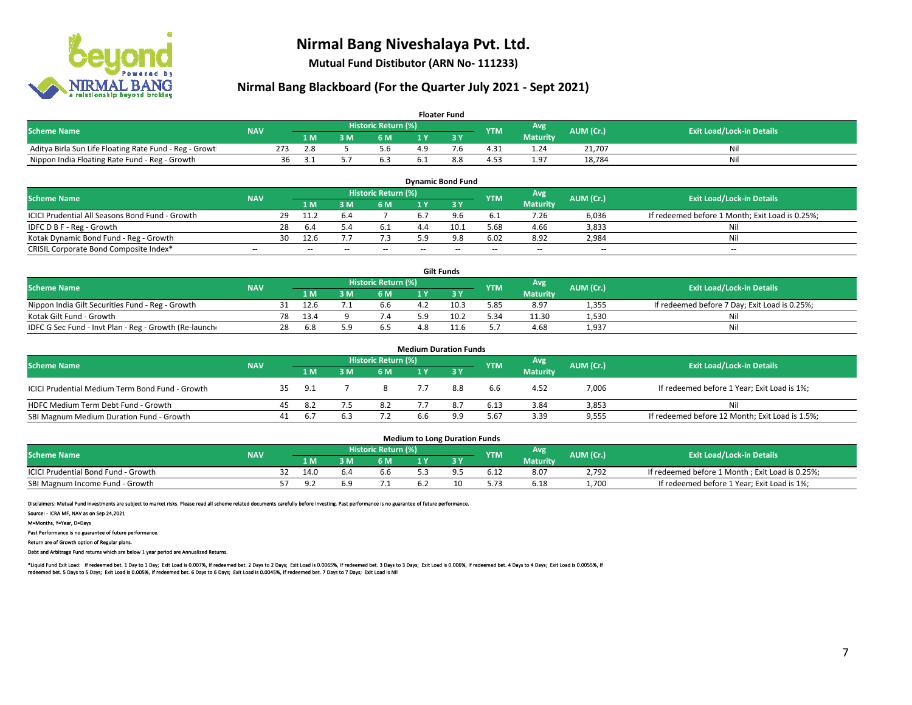# Nirmal Bang Niveshalaya Pvt. Ltd.

**Mutual Fund Distibutor (ARN No- 111233)**

## Nirmal Bang Blackboard (For the Quarter July 2021 - Sept 2021)

### Floater Fund

| Scheme Name | NAV | Historic Return (%) | | | | | YTM | Avg Maturity | AUM (Cr.) | Exit Load/Lock-in Details |
|---|---|---|---|---|---|---|---|---|---|---|
| | | 1 M | 3 M | 6 M | 1 Y | 3 Y | | | | |
| Aditya Birla Sun Life Floating Rate Fund - Reg - Growt | 273 | 2.8 | 5 | 5.6 | 4.9 | 7.6 | 4.31 | 1.24 | 21,707 | Nil |
| Nippon India Floating Rate Fund - Reg - Growth | 36 | 3.1 | 5.7 | 6.3 | 6.1 | 8.8 | 4.53 | 1.97 | 18,784 | Nil |

### Dynamic Bond Fund

| Scheme Name | NAV | Historic Return (%) | | | | | YTM | Avg Maturity | AUM (Cr.) | Exit Load/Lock-in Details |
|---|---|---|---|---|---|---|---|---|---|---|
| | | 1 M | 3 M | 6 M | 1 Y | 3 Y | | | | |
| ICICI Prudential All Seasons Bond Fund - Growth | 29 | 11.2 | 6.4 | 7 | 6.7 | 9.6 | 6.1 | 7.26 | 6,036 | If redeemed before 1 Month; Exit Load is 0.25%; |
| IDFC D B F - Reg - Growth | 28 | 6.4 | 5.4 | 6.1 | 4.4 | 10.1 | 5.68 | 4.66 | 3,833 | Nil |
| Kotak Dynamic Bond Fund - Reg - Growth | 30 | 12.6 | 7.7 | 7.3 | 5.9 | 9.8 | 6.02 | 8.92 | 2,984 | Nil |
| CRISIL Corporate Bond Composite Index* | -- | -- | -- | -- | -- | -- | -- | -- | -- | -- |

### Gilt Funds

| Scheme Name | NAV | Historic Return (%) | | | | | YTM | Avg Maturity | AUM (Cr.) | Exit Load/Lock-in Details |
|---|---|---|---|---|---|---|---|---|---|---|
| | | 1 M | 3 M | 6 M | 1 Y | 3 Y | | | | |
| Nippon India Gilt Securities Fund - Reg - Growth | 31 | 12.6 | 7.1 | 6.6 | 4.2 | 10.3 | 5.85 | 8.97 | 1,355 | If redeemed before 7 Day; Exit Load is 0.25%; |
| Kotak Gilt Fund - Growth | 78 | 13.4 | 9 | 7.4 | 5.9 | 10.2 | 5.34 | 11.30 | 1,530 | Nil |
| IDFC G Sec Fund - Invt Plan - Reg - Growth (Re-launch | 28 | 6.8 | 5.9 | 6.5 | 4.8 | 11.6 | 5.7 | 4.68 | 1,937 | Nil |

### Medium Duration Funds

| Scheme Name | NAV | Historic Return (%) | | | | | YTM | Avg Maturity | AUM (Cr.) | Exit Load/Lock-in Details |
|---|---|---|---|---|---|---|---|---|---|---|
| | | 1 M | 3 M | 6 M | 1 Y | 3 Y | | | | |
| ICICI Prudential Medium Term Bond Fund - Growth | 35 | 9.1 | 7 | 8 | 7.7 | 8.8 | 6.6 | 4.52 | 7,006 | If redeemed before 1 Year; Exit Load is 1%; |
| HDFC Medium Term Debt Fund - Growth | 45 | 8.2 | 7.5 | 8.2 | 7.7 | 8.7 | 6.13 | 3.84 | 3,853 | Nil |
| SBI Magnum Medium Duration Fund - Growth | 41 | 6.7 | 6.3 | 7.2 | 6.6 | 9.9 | 5.67 | 3.39 | 9,555 | If redeemed before 12 Month; Exit Load is 1.5%; |

### Medium to Long Duration Funds

| Scheme Name | NAV | Historic Return (%) | | | | | YTM | Avg Maturity | AUM (Cr.) | Exit Load/Lock-in Details |
|---|---|---|---|---|---|---|---|---|---|---|
| | | 1 M | 3 M | 6 M | 1 Y | 3 Y | | | | |
| ICICI Prudential Bond Fund - Growth | 32 | 14.0 | 6.4 | 6.6 | 5.3 | 9.5 | 6.12 | 8.07 | 2,792 | If redeemed before 1 Month ; Exit Load is 0.25%; |
| SBI Magnum Income Fund - Growth | 57 | 9.2 | 6.9 | 7.1 | 6.2 | 10 | 5.73 | 6.18 | 1,700 | If redeemed before 1 Year; Exit Load is 1%; |

Disclaimers: Mutual Fund investments are subject to market risks. Please read all scheme related documents carefully before investing. Past performance is no guarantee of future performance.

Source: - ICRA MF, NAV as on Sep 24,2021

M=Months, Y=Year, D=Days

Past Performance is no guarantee of future performance.

Return are of Growth option of Regular plans.

Debt and Arbitrage Fund returns which are below 1 year period are Annualized Returns.

*Liquid Fund Exit Load: If redeemed bet. 1 Day to 1 Day; Exit Load is 0.007%, If redeemed bet. 2 Days to 2 Days; Exit Load is 0.0065%, If redeemed bet. 3 Days to 3 Days; Exit Load is 0.006%, If redeemed bet. 4 Days to 4 Days; Exit Load is 0.0055%, If redeemed bet. 5 Days to 5 Days; Exit Load is 0.005%, If redeemed bet. 6 Days to 6 Days; Exit Load is 0.0045%, If redeemed bet. 7 Days to 7 Days; Exit Load is Nil